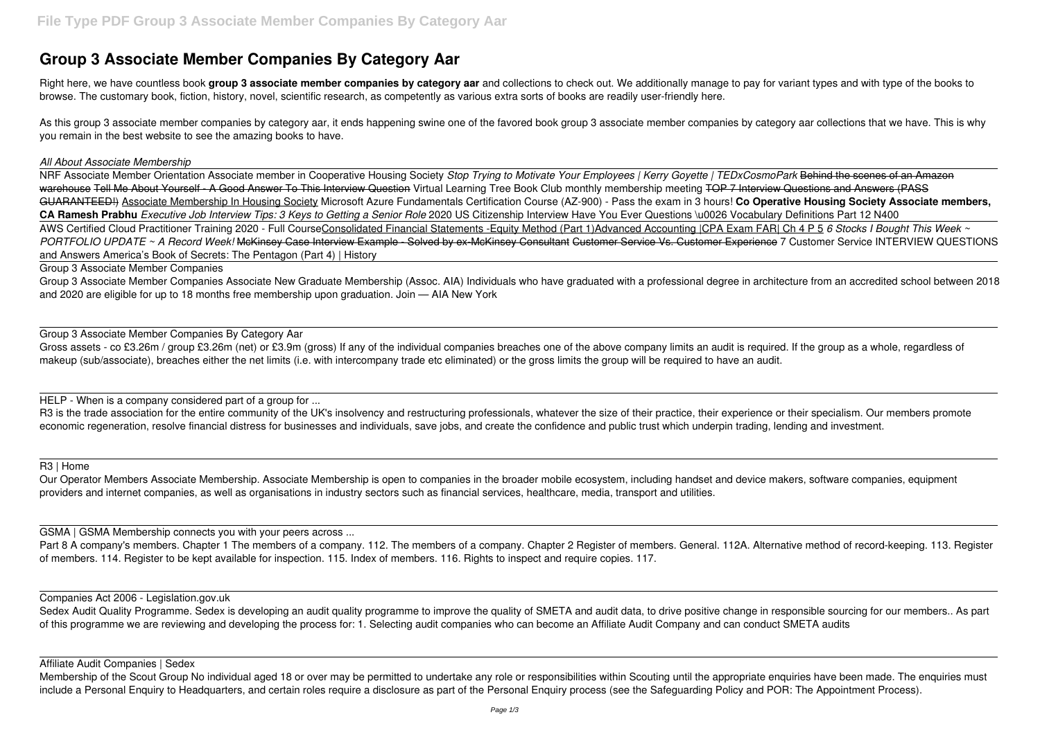# Group 3 Associate Member Companies By Category Aar

Right here, we have countless book **group 3 associate member companies by category aar** and collections to check out. We additionally manage to pay for variant types and with type of the books to browse. The customary book, fiction, history, novel, scientific research, as competently as various extra sorts of books are readily user-friendly here.

As this group 3 associate member companies by category aar, it ends happening swine one of the favored book group 3 associate member companies by category aar collections that we have. This is why you remain in the best website to see the amazing books to have.

*All About Associate Membership*

NRF Associate Member Orientation Associate member in Cooperative Housing Society *Stop Trying to Motivate Your Employees | Kerry Goyette | TEDxCosmoPark* ~~Behind the scenes of an Amazon warehouse~~ ~~Tell Me About Yourself - A Good Answer To This Interview Question~~ Virtual Learning Tree Book Club monthly membership meeting ~~TOP 7 Interview Questions and Answers (PASS GUARANTEED!)~~ Associate Membership In Housing Society Microsoft Azure Fundamentals Certification Course (AZ-900) - Pass the exam in 3 hours! **Co Operative Housing Society Associate members, CA Ramesh Prabhu** *Executive Job Interview Tips: 3 Keys to Getting a Senior Role* 2020 US Citizenship Interview Have You Ever Questions \u0026 Vocabulary Definitions Part 12 N400

AWS Certified Cloud Practitioner Training 2020 - Full Course Consolidated Financial Statements -Equity Method (Part 1)Advanced Accounting |CPA Exam FAR| Ch 4 P 5 *6 Stocks I Bought This Week ~ PORTFOLIO UPDATE ~ A Record Week!* ~~McKinsey Case Interview Example - Solved by ex-McKinsey Consultant~~ ~~Customer Service Vs. Customer Experience~~ 7 Customer Service INTERVIEW QUESTIONS and Answers America's Book of Secrets: The Pentagon (Part 4) | History

Group 3 Associate Member Companies

Group 3 Associate Member Companies Associate New Graduate Membership (Assoc. AIA) Individuals who have graduated with a professional degree in architecture from an accredited school between 2018 and 2020 are eligible for up to 18 months free membership upon graduation. Join — AIA New York

Group 3 Associate Member Companies By Category Aar

Gross assets - co £3.26m / group £3.26m (net) or £3.9m (gross) If any of the individual companies breaches one of the above company limits an audit is required. If the group as a whole, regardless of makeup (sub/associate), breaches either the net limits (i.e. with intercompany trade etc eliminated) or the gross limits the group will be required to have an audit.

HELP - When is a company considered part of a group for ...

R3 is the trade association for the entire community of the UK's insolvency and restructuring professionals, whatever the size of their practice, their experience or their specialism. Our members promote economic regeneration, resolve financial distress for businesses and individuals, save jobs, and create the confidence and public trust which underpin trading, lending and investment.

R3 | Home

Our Operator Members Associate Membership. Associate Membership is open to companies in the broader mobile ecosystem, including handset and device makers, software companies, equipment providers and internet companies, as well as organisations in industry sectors such as financial services, healthcare, media, transport and utilities.

GSMA | GSMA Membership connects you with your peers across ...

Part 8 A company's members. Chapter 1 The members of a company. 112. The members of a company. Chapter 2 Register of members. General. 112A. Alternative method of record-keeping. 113. Register of members. 114. Register to be kept available for inspection. 115. Index of members. 116. Rights to inspect and require copies. 117.

Companies Act 2006 - Legislation.gov.uk

Sedex Audit Quality Programme. Sedex is developing an audit quality programme to improve the quality of SMETA and audit data, to drive positive change in responsible sourcing for our members.. As part of this programme we are reviewing and developing the process for: 1. Selecting audit companies who can become an Affiliate Audit Company and can conduct SMETA audits

Affiliate Audit Companies | Sedex

Membership of the Scout Group No individual aged 18 or over may be permitted to undertake any role or responsibilities within Scouting until the appropriate enquiries have been made. The enquiries must include a Personal Enquiry to Headquarters, and certain roles require a disclosure as part of the Personal Enquiry process (see the Safeguarding Policy and POR: The Appointment Process).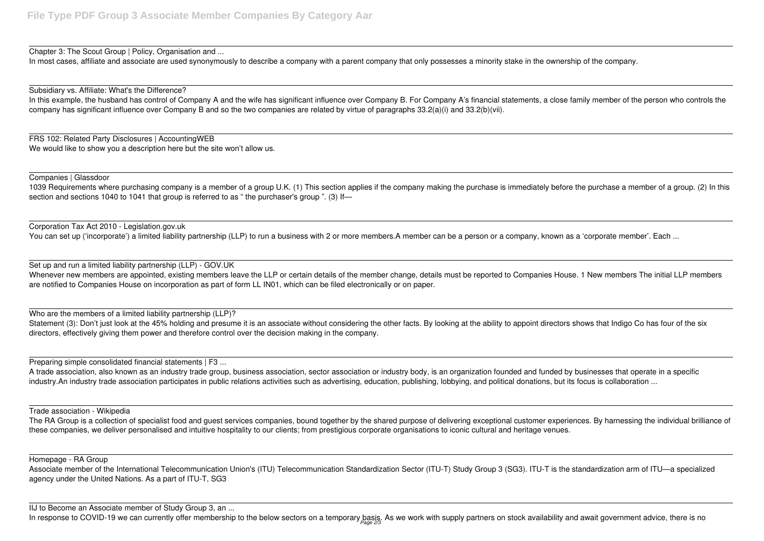Chapter 3: The Scout Group | Policy, Organisation and ...

In most cases, affiliate and associate are used synonymously to describe a company with a parent company that only possesses a minority stake in the ownership of the company.

Subsidiary vs. Affiliate: What's the Difference?

In this example, the husband has control of Company A and the wife has significant influence over Company B. For Company A's financial statements, a close family member of the person who controls the company has significant influence over Company B and so the two companies are related by virtue of paragraphs 33.2(a)(i) and 33.2(b)(vii).

FRS 102: Related Party Disclosures | AccountingWEB

We would like to show you a description here but the site won't allow us.

Companies | Glassdoor

1039 Requirements where purchasing company is a member of a group U.K. (1) This section applies if the company making the purchase is immediately before the purchase a member of a group. (2) In this section and sections 1040 to 1041 that group is referred to as " the purchaser's group ". (3) If—

Corporation Tax Act 2010 - Legislation.gov.uk

You can set up ('incorporate') a limited liability partnership (LLP) to run a business with 2 or more members.A member can be a person or a company, known as a 'corporate member'. Each ...

Set up and run a limited liability partnership (LLP) - GOV.UK

Whenever new members are appointed, existing members leave the LLP or certain details of the member change, details must be reported to Companies House. 1 New members The initial LLP members are notified to Companies House on incorporation as part of form LL IN01, which can be filed electronically or on paper.

Who are the members of a limited liability partnership (LLP)?

Statement (3): Don't just look at the 45% holding and presume it is an associate without considering the other facts. By looking at the ability to appoint directors shows that Indigo Co has four of the six directors, effectively giving them power and therefore control over the decision making in the company.

Preparing simple consolidated financial statements | F3 ...

A trade association, also known as an industry trade group, business association, sector association or industry body, is an organization founded and funded by businesses that operate in a specific industry.An industry trade association participates in public relations activities such as advertising, education, publishing, lobbying, and political donations, but its focus is collaboration ...

Trade association - Wikipedia

The RA Group is a collection of specialist food and guest services companies, bound together by the shared purpose of delivering exceptional customer experiences. By harnessing the individual brilliance of these companies, we deliver personalised and intuitive hospitality to our clients; from prestigious corporate organisations to iconic cultural and heritage venues.

Homepage - RA Group

Associate member of the International Telecommunication Union's (ITU) Telecommunication Standardization Sector (ITU-T) Study Group 3 (SG3). ITU-T is the standardization arm of ITU—a specialized agency under the United Nations. As a part of ITU-T, SG3

IIJ to Become an Associate member of Study Group 3, an ...

In response to COVID-19 we can currently offer membership to the below sectors on a temporary basis. As we work with supply partners on stock availability and await government advice, there is no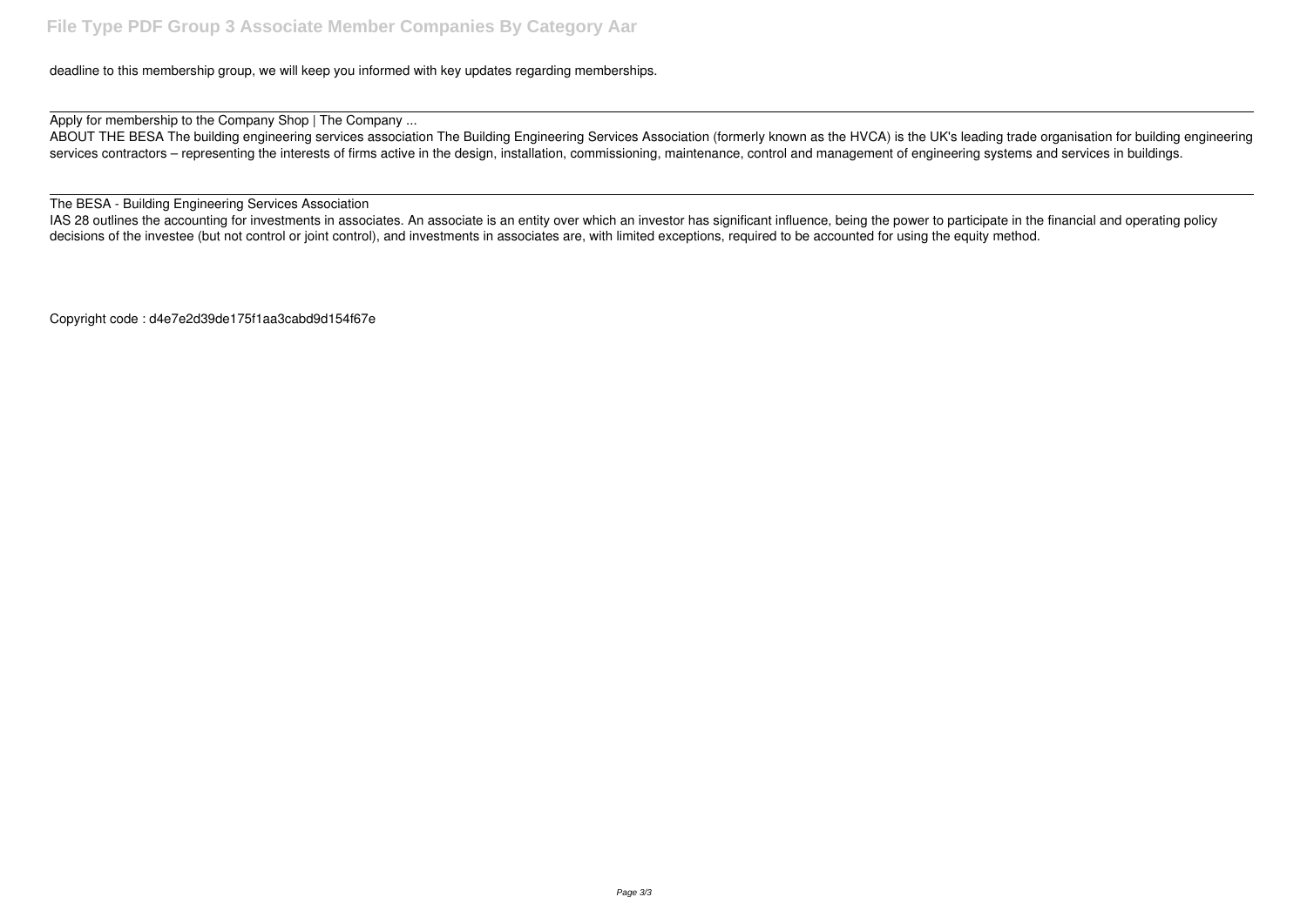deadline to this membership group, we will keep you informed with key updates regarding memberships.

---

Apply for membership to the Company Shop | The Company ...

ABOUT THE BESA The building engineering services association The Building Engineering Services Association (formerly known as the HVCA) is the UK's leading trade organisation for building engineering services contractors – representing the interests of firms active in the design, installation, commissioning, maintenance, control and management of engineering systems and services in buildings.

---

The BESA - Building Engineering Services Association

IAS 28 outlines the accounting for investments in associates. An associate is an entity over which an investor has significant influence, being the power to participate in the financial and operating policy decisions of the investee (but not control or joint control), and investments in associates are, with limited exceptions, required to be accounted for using the equity method.

Copyright code : d4e7e2d39de175f1aa3cabd9d154f67e